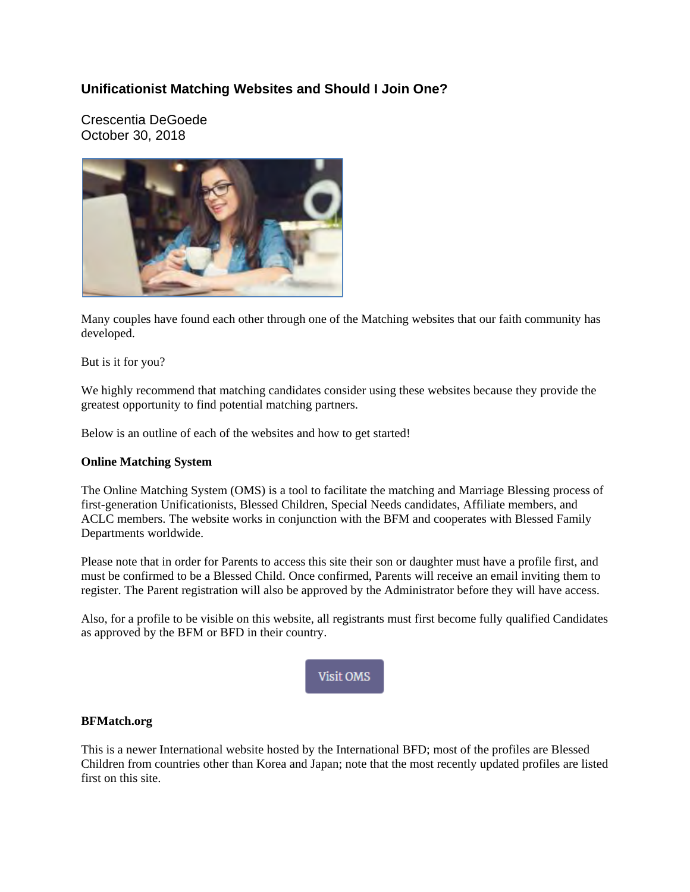## Unificationist Matching Websites and Should I Join One?

Crescentia DeGoede
October 30, 2018

Many couples have found each other through one of the Matching websites that our faith community has developed.

But is it for you?

We highly recommend that matching candidates consider using these websites because they provide the greatest opportunity to find potential matching partners.

Below is an outline of each of the websites and how to get started!

**Online Matching System**

The Online Matching System (OMS) is a tool to facilitate the matching and Marriage Blessing process of first-generation Unificationists, Blessed Children, Special Needs candidates, Affiliate members, and ACLC members. The website works in conjunction with the BFM and cooperates with Blessed Family Departments worldwide.

Please note that in order for Parents to access this site their son or daughter must have a profile first, and must be confirmed to be a Blessed Child. Once confirmed, Parents will receive an email inviting them to register. The Parent registration will also be approved by the Administrator before they will have access.

Also, for a profile to be visible on this website, all registrants must first become fully qualified Candidates as approved by the BFM or BFD in their country.

Visit OMS

**BFMatch.org**

This is a newer International website hosted by the International BFD; most of the profiles are Blessed Children from countries other than Korea and Japan; note that the most recently updated profiles are listed first on this site.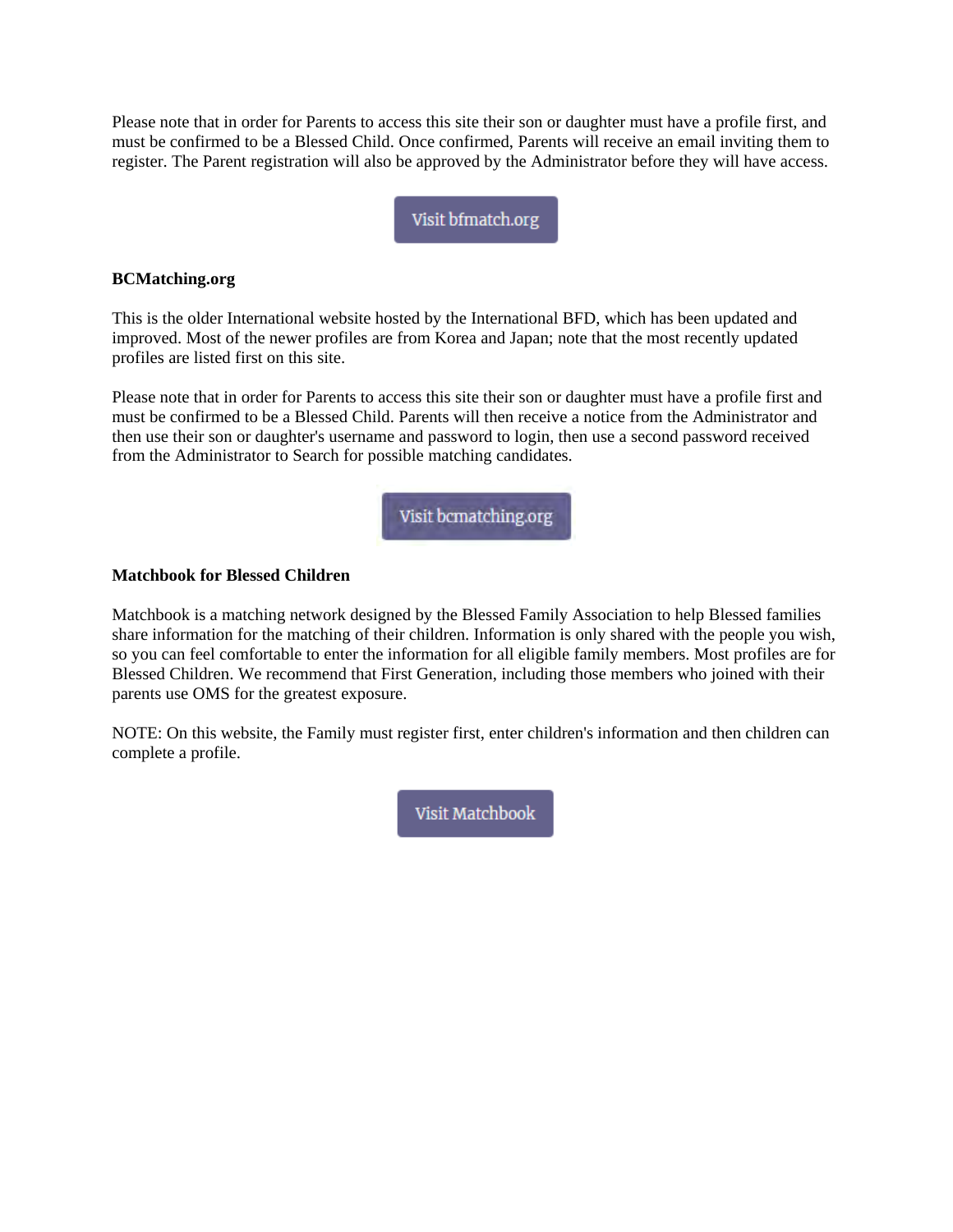Please note that in order for Parents to access this site their son or daughter must have a profile first, and must be confirmed to be a Blessed Child. Once confirmed, Parents will receive an email inviting them to register. The Parent registration will also be approved by the Administrator before they will have access.

Visit bfmatch.org

**BCMatching.org**

This is the older International website hosted by the International BFD, which has been updated and improved. Most of the newer profiles are from Korea and Japan; note that the most recently updated profiles are listed first on this site.

Please note that in order for Parents to access this site their son or daughter must have a profile first and must be confirmed to be a Blessed Child. Parents will then receive a notice from the Administrator and then use their son or daughter's username and password to login, then use a second password received from the Administrator to Search for possible matching candidates.

Visit bcmatching.org

**Matchbook for Blessed Children**

Matchbook is a matching network designed by the Blessed Family Association to help Blessed families share information for the matching of their children. Information is only shared with the people you wish, so you can feel comfortable to enter the information for all eligible family members. Most profiles are for Blessed Children. We recommend that First Generation, including those members who joined with their parents use OMS for the greatest exposure.

NOTE: On this website, the Family must register first, enter children's information and then children can complete a profile.

Visit Matchbook